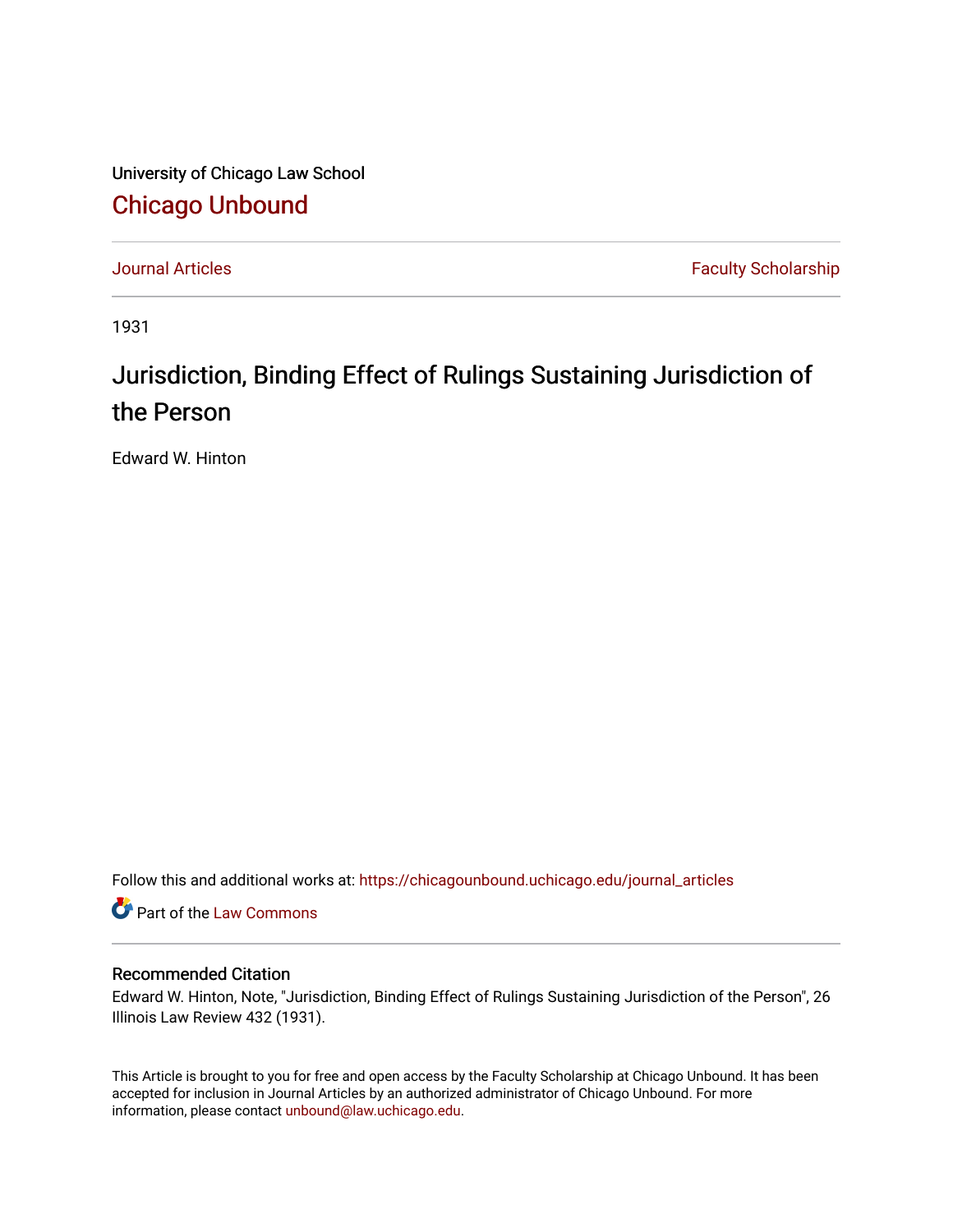University of Chicago Law School

## Chicago Unbound

Journal Articles | Faculty Scholarship

1931

# Jurisdiction, Binding Effect of Rulings Sustaining Jurisdiction of the Person

Edward W. Hinton

Follow this and additional works at: https://chicagounbound.uchicago.edu/journal_articles

Part of the Law Commons

### Recommended Citation

Edward W. Hinton, Note, "Jurisdiction, Binding Effect of Rulings Sustaining Jurisdiction of the Person", 26 Illinois Law Review 432 (1931).

This Article is brought to you for free and open access by the Faculty Scholarship at Chicago Unbound. It has been accepted for inclusion in Journal Articles by an authorized administrator of Chicago Unbound. For more information, please contact unbound@law.uchicago.edu.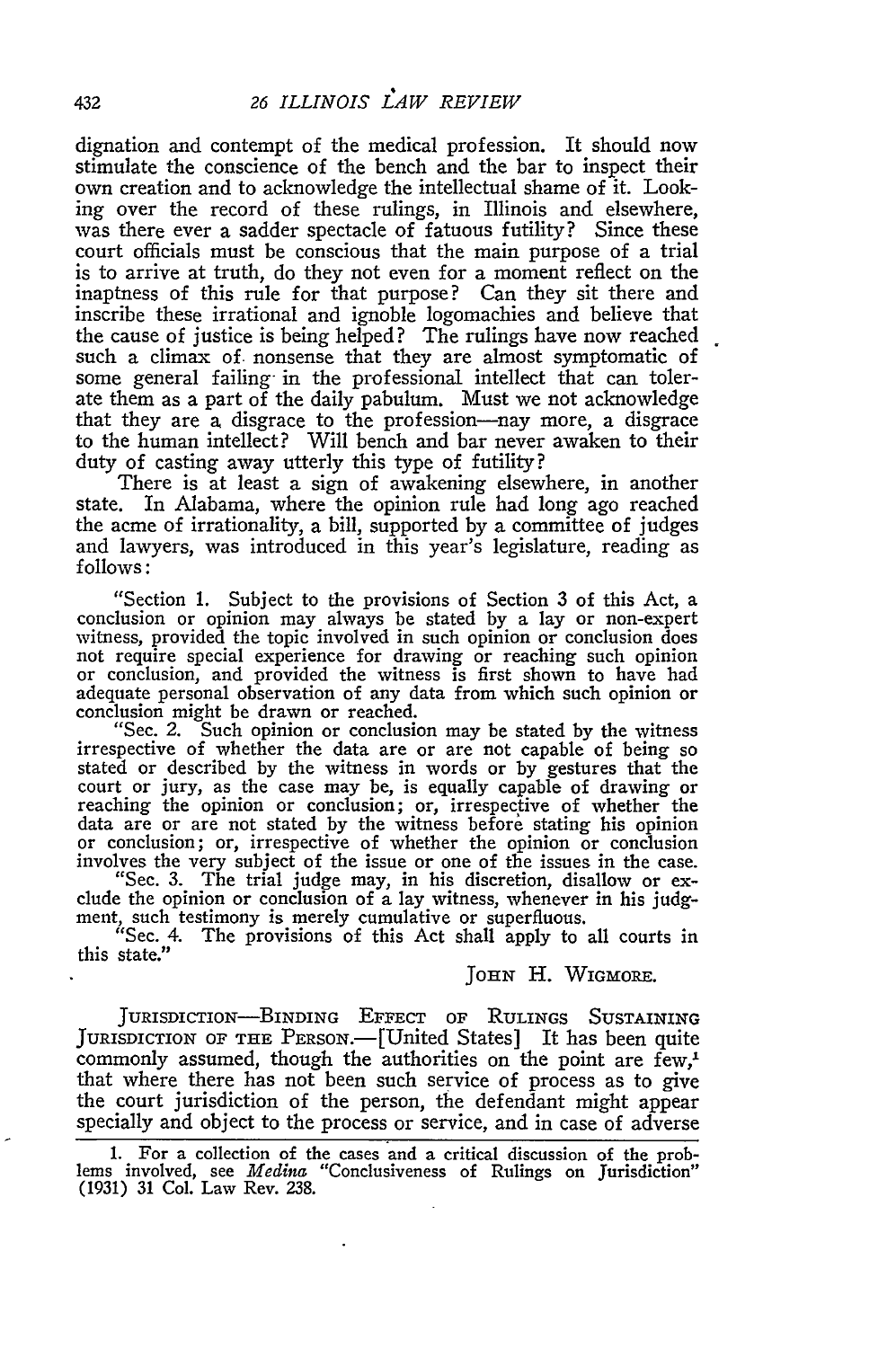dignation and contempt of the medical profession. It should now stimulate the conscience of the bench and the bar to inspect their own creation and to acknowledge the intellectual shame of it. Looking over the record of these rulings, in Illinois and elsewhere, was there ever a sadder spectacle of fatuous futility? Since these court officials must be conscious that the main purpose of a trial is to arrive at truth, do they not even for a moment reflect on the inaptness of this rule for that purpose? Can they sit there and inscribe these irrational and ignoble logomachies and believe that the cause of justice is being helped? The rulings have now reached such a climax of nonsense that they are almost symptomatic of some general failing in the professional intellect that can tolerate them as a part of the daily pabulum. Must we not acknowledge that they are a disgrace to the profession—nay more, a disgrace to the human intellect? Will bench and bar never awaken to their duty of casting away utterly this type of futility?

There is at least a sign of awakening elsewhere, in another state. In Alabama, where the opinion rule had long ago reached the acme of irrationality, a bill, supported by a committee of judges and lawyers, was introduced in this year's legislature, reading as follows:

> "Section 1. Subject to the provisions of Section 3 of this Act, a conclusion or opinion may always be stated by a lay or non-expert witness, provided the topic involved in such opinion or conclusion does not require special experience for drawing or reaching such opinion or conclusion, and provided the witness is first shown to have had adequate personal observation of any data from which such opinion or conclusion might be drawn or reached.
>
> "Sec. 2. Such opinion or conclusion may be stated by the witness irrespective of whether the data are or are not capable of being so stated or described by the witness in words or by gestures that the court or jury, as the case may be, is equally capable of drawing or reaching the opinion or conclusion; or, irrespective of whether the data are or are not stated by the witness before stating his opinion or conclusion; or, irrespective of whether the opinion or conclusion involves the very subject of the issue or one of the issues in the case.
>
> "Sec. 3. The trial judge may, in his discretion, disallow or exclude the opinion or conclusion of a lay witness, whenever in his judgment, such testimony is merely cumulative or superfluous.
>
> "Sec. 4. The provisions of this Act shall apply to all courts in this state."

JOHN H. WIGMORE.

JURISDICTION—BINDING EFFECT OF RULINGS SUSTAINING JURISDICTION OF THE PERSON.—[United States] It has been quite commonly assumed, though the authorities on the point are few,[1] that where there has not been such service of process as to give the court jurisdiction of the person, the defendant might appear specially and object to the process or service, and in case of adverse

1. For a collection of the cases and a critical discussion of the problems involved, see *Medina* "Conclusiveness of Rulings on Jurisdiction" (1931) 31 Col. Law Rev. 238.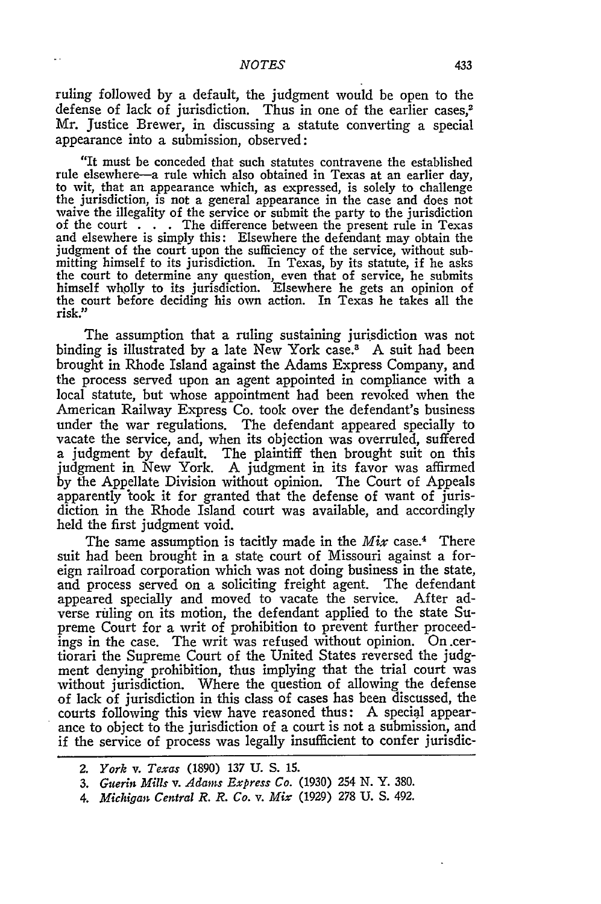ruling followed by a default, the judgment would be open to the defense of lack of jurisdiction. Thus in one of the earlier cases,[2] Mr. Justice Brewer, in discussing a statute converting a special appearance into a submission, observed:

> "It must be conceded that such statutes contravene the established rule elsewhere—a rule which also obtained in Texas at an earlier day, to wit, that an appearance which, as expressed, is solely to challenge the jurisdiction, is not a general appearance in the case and does not waive the illegality of the service or submit the party to the jurisdiction of the court . . . The difference between the present rule in Texas and elsewhere is simply this: Elsewhere the defendant may obtain the judgment of the court upon the sufficiency of the service, without submitting himself to its jurisdiction. In Texas, by its statute, if he asks the court to determine any question, even that of service, he submits himself wholly to its jurisdiction. Elsewhere he gets an opinion of the court before deciding his own action. In Texas he takes all the risk."

The assumption that a ruling sustaining jurisdiction was not binding is illustrated by a late New York case.[3] A suit had been brought in Rhode Island against the Adams Express Company, and the process served upon an agent appointed in compliance with a local statute, but whose appointment had been revoked when the American Railway Express Co. took over the defendant's business under the war regulations. The defendant appeared specially to vacate the service, and, when its objection was overruled, suffered a judgment by default. The plaintiff then brought suit on this judgment in New York. A judgment in its favor was affirmed by the Appellate Division without opinion. The Court of Appeals apparently took it for granted that the defense of want of jurisdiction in the Rhode Island court was available, and accordingly held the first judgment void.

The same assumption is tacitly made in the *Mix* case.[4] There suit had been brought in a state court of Missouri against a foreign railroad corporation which was not doing business in the state, and process served on a soliciting freight agent. The defendant appeared specially and moved to vacate the service. After adverse ruling on its motion, the defendant applied to the state Supreme Court for a writ of prohibition to prevent further proceedings in the case. The writ was refused without opinion. On certiorari the Supreme Court of the United States reversed the judgment denying prohibition, thus implying that the trial court was without jurisdiction. Where the question of allowing the defense of lack of jurisdiction in this class of cases has been discussed, the courts following this view have reasoned thus: A special appearance to object to the jurisdiction of a court is not a submission, and if the service of process was legally insufficient to confer jurisdic-

---

2. *York* v. *Texas* (1890) 137 U. S. 15.

3. *Guerin Mills* v. *Adams Express Co.* (1930) 254 N. Y. 380.

4. *Michigan Central R. R. Co.* v. *Mix* (1929) 278 U. S. 492.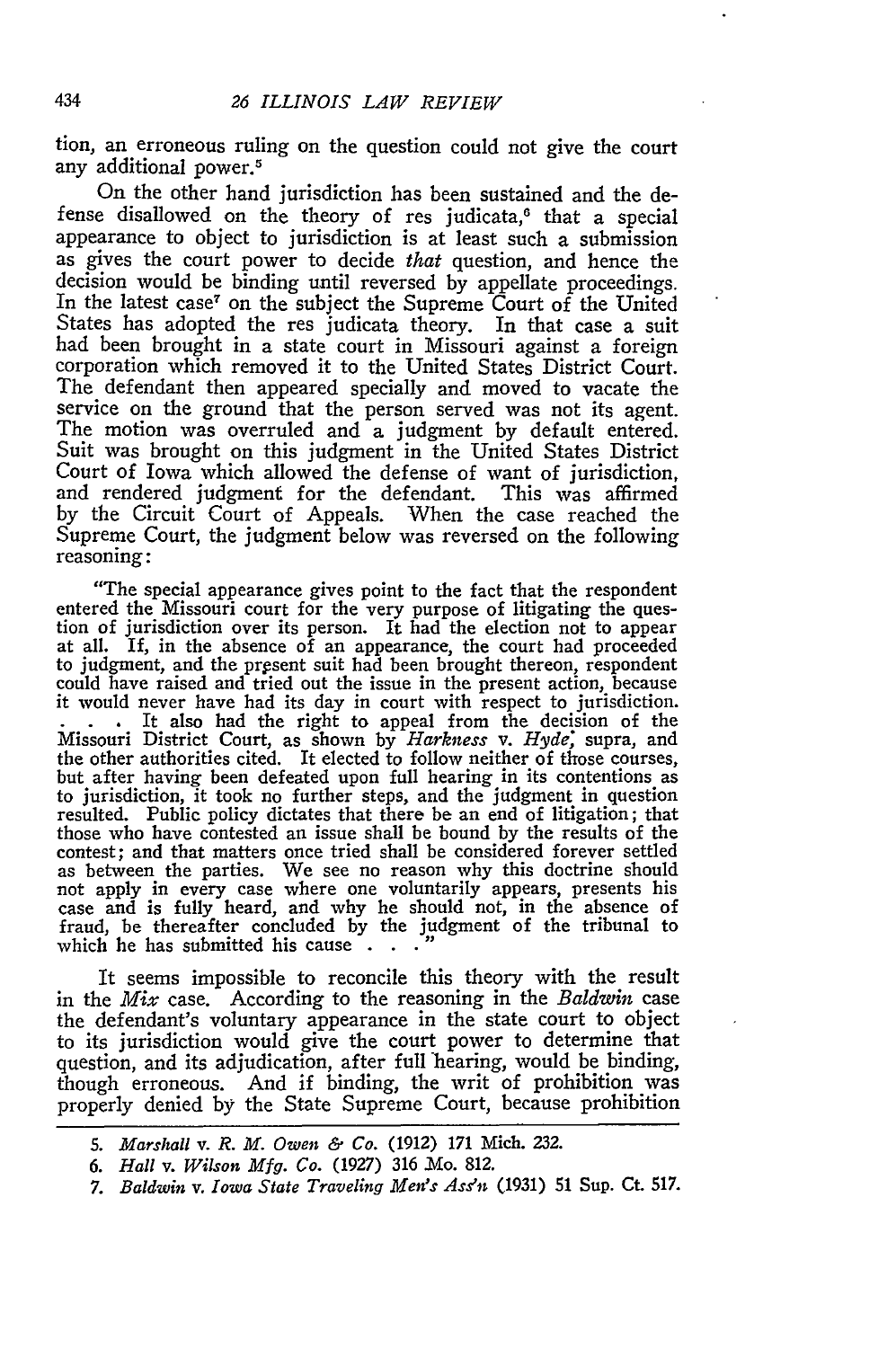tion, an erroneous ruling on the question could not give the court any additional power.[5]

On the other hand jurisdiction has been sustained and the defense disallowed on the theory of res judicata,[6] that a special appearance to object to jurisdiction is at least such a submission as gives the court power to decide *that* question, and hence the decision would be binding until reversed by appellate proceedings. In the latest case[7] on the subject the Supreme Court of the United States has adopted the res judicata theory. In that case a suit had been brought in a state court in Missouri against a foreign corporation which removed it to the United States District Court. The defendant then appeared specially and moved to vacate the service on the ground that the person served was not its agent. The motion was overruled and a judgment by default entered. Suit was brought on this judgment in the United States District Court of Iowa which allowed the defense of want of jurisdiction, and rendered judgment for the defendant. This was affirmed by the Circuit Court of Appeals. When the case reached the Supreme Court, the judgment below was reversed on the following reasoning:

> "The special appearance gives point to the fact that the respondent entered the Missouri court for the very purpose of litigating the question of jurisdiction over its person. It had the election not to appear at all. If, in the absence of an appearance, the court had proceeded to judgment, and the present suit had been brought thereon, respondent could have raised and tried out the issue in the present action, because it would never have had its day in court with respect to jurisdiction. . . . It also had the right to appeal from the decision of the Missouri District Court, as shown by *Harkness* v. *Hyde*, supra, and the other authorities cited. It elected to follow neither of those courses, but after having been defeated upon full hearing in its contentions as to jurisdiction, it took no further steps, and the judgment in question resulted. Public policy dictates that there be an end of litigation; that those who have contested an issue shall be bound by the results of the contest; and that matters once tried shall be considered forever settled as between the parties. We see no reason why this doctrine should not apply in every case where one voluntarily appears, presents his case and is fully heard, and why he should not, in the absence of fraud, be thereafter concluded by the judgment of the tribunal to which he has submitted his cause . . ."

It seems impossible to reconcile this theory with the result in the *Mix* case. According to the reasoning in the *Baldwin* case the defendant's voluntary appearance in the state court to object to its jurisdiction would give the court power to determine that question, and its adjudication, after full hearing, would be binding, though erroneous. And if binding, the writ of prohibition was properly denied by the State Supreme Court, because prohibition

---

5. *Marshall* v. *R. M. Owen & Co.* (1912) 171 Mich. 232.

6. *Hall* v. *Wilson Mfg. Co.* (1927) 316 Mo. 812.

7. *Baldwin* v. *Iowa State Traveling Men's Ass'n* (1931) 51 Sup. Ct. 517.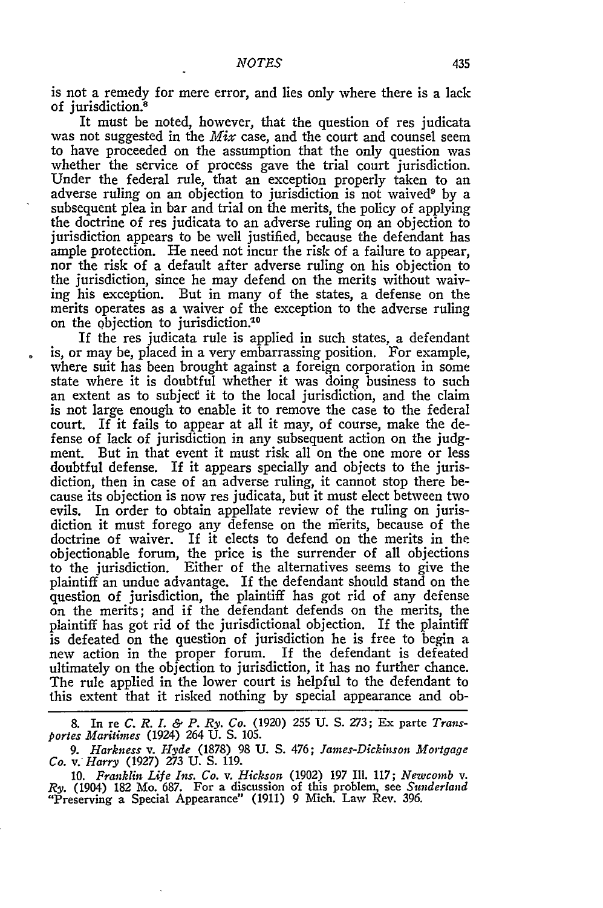is not a remedy for mere error, and lies only where there is a lack of jurisdiction.[8]

It must be noted, however, that the question of res judicata was not suggested in the *Mix* case, and the court and counsel seem to have proceeded on the assumption that the only question was whether the service of process gave the trial court jurisdiction. Under the federal rule, that an exception properly taken to an adverse ruling on an objection to jurisdiction is not waived[9] by a subsequent plea in bar and trial on the merits, the policy of applying the doctrine of res judicata to an adverse ruling on an objection to jurisdiction appears to be well justified, because the defendant has ample protection. He need not incur the risk of a failure to appear, nor the risk of a default after adverse ruling on his objection to the jurisdiction, since he may defend on the merits without waiving his exception. But in many of the states, a defense on the merits operates as a waiver of the exception to the adverse ruling on the objection to jurisdiction.[10]

If the res judicata rule is applied in such states, a defendant is, or may be, placed in a very embarrassing position. For example, where suit has been brought against a foreign corporation in some state where it is doubtful whether it was doing business to such an extent as to subject it to the local jurisdiction, and the claim is not large enough to enable it to remove the case to the federal court. If it fails to appear at all it may, of course, make the defense of lack of jurisdiction in any subsequent action on the judgment. But in that event it must risk all on the one more or less doubtful defense. If it appears specially and objects to the jurisdiction, then in case of an adverse ruling, it cannot stop there because its objection is now res judicata, but it must elect between two evils. In order to obtain appellate review of the ruling on jurisdiction it must forego any defense on the merits, because of the doctrine of waiver. If it elects to defend on the merits in the objectionable forum, the price is the surrender of all objections to the jurisdiction. Either of the alternatives seems to give the plaintiff an undue advantage. If the defendant should stand on the question of jurisdiction, the plaintiff has got rid of any defense on the merits; and if the defendant defends on the merits, the plaintiff has got rid of the jurisdictional objection. If the plaintiff is defeated on the question of jurisdiction he is free to begin a new action in the proper forum. If the defendant is defeated ultimately on the objection to jurisdiction, it has no further chance. The rule applied in the lower court is helpful to the defendant to this extent that it risked nothing by special appearance and ob-

---

8. In re *C. R. I. & P. Ry. Co.* (1920) 255 U. S. 273; Ex parte *Transportes Maritimes* (1924) 264 U. S. 105.

9. *Harkness* v. *Hyde* (1878) 98 U. S. 476; *James-Dickinson Mortgage Co.* v. *Harry* (1927) 273 U. S. 119.

10. *Franklin Life Ins. Co.* v. *Hickson* (1902) 197 Ill. 117; *Newcomb* v. *Ry.* (1904) 182 Mo. 687. For a discussion of this problem, see *Sunderland* "Preserving a Special Appearance" (1911) 9 Mich. Law Rev. 396.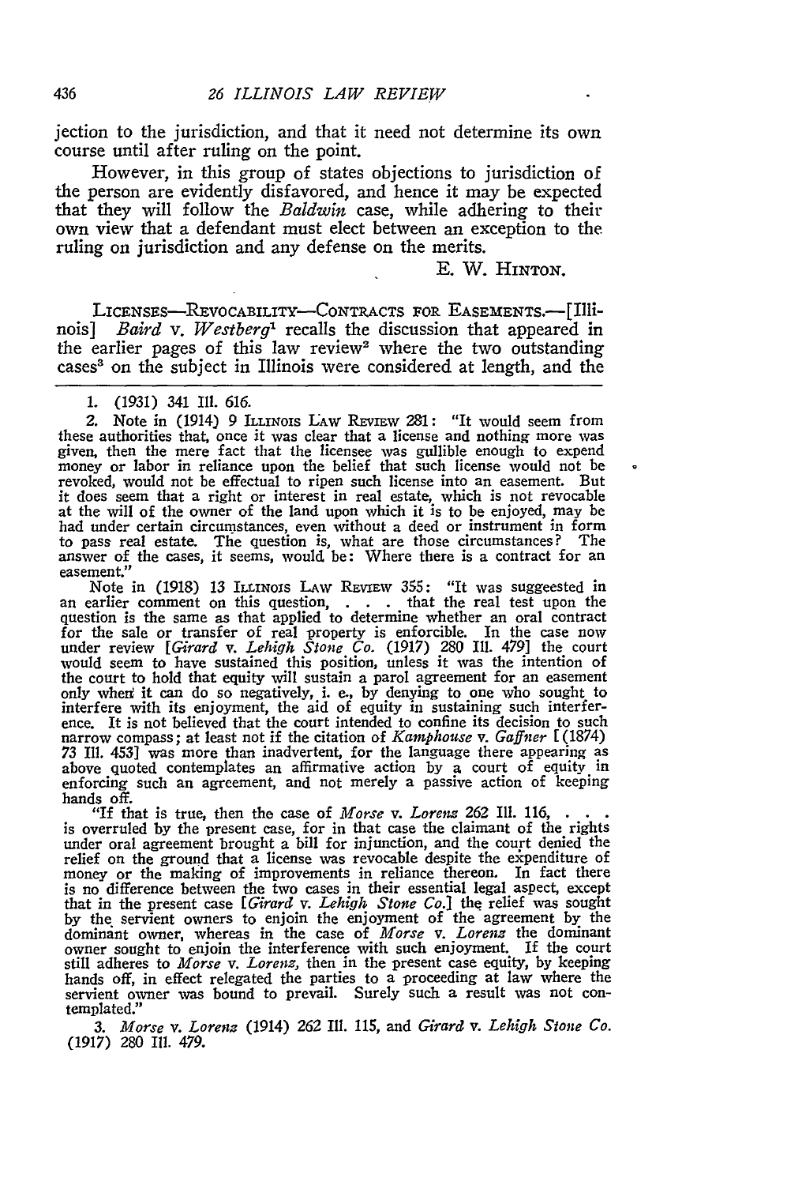jection to the jurisdiction, and that it need not determine its own course until after ruling on the point.

However, in this group of states objections to jurisdiction of the person are evidently disfavored, and hence it may be expected that they will follow the *Baldwin* case, while adhering to their own view that a defendant must elect between an exception to the ruling on jurisdiction and any defense on the merits.

E. W. HINTON.

LICENSES—REVOCABILITY—CONTRACTS FOR EASEMENTS.—[Illinois] *Baird* v. *Westberg*[1] recalls the discussion that appeared in the earlier pages of this law review[2] where the two outstanding cases[3] on the subject in Illinois were considered at length, and the

---

1. (1931) 341 Ill. 616.

2. Note in (1914) 9 ILLINOIS LAW REVIEW 281: "It would seem from these authorities that, once it was clear that a license and nothing more was given, then the mere fact that the licensee was gullible enough to expend money or labor in reliance upon the belief that such license would not be revoked, would not be effectual to ripen such license into an easement. But it does seem that a right or interest in real estate, which is not revocable at the will of the owner of the land upon which it is to be enjoyed, may be had under certain circumstances, even without a deed or instrument in form to pass real estate. The question is, what are those circumstances? The answer of the cases, it seems, would be: Where there is a contract for an easement."

Note in (1918) 13 ILLINOIS LAW REVIEW 355: "It was suggeested in an earlier comment on this question, . . . that the real test upon the question is the same as that applied to determine whether an oral contract for the sale or transfer of real property is enforcible. In the case now under review [*Girard* v. *Lehigh Stone Co.* (1917) 280 Ill. 479] the court would seem to have sustained this position, unless it was the intention of the court to hold that equity will sustain a parol agreement for an easement only when it can do so negatively, i. e., by denying to one who sought to interfere with its enjoyment, the aid of equity in sustaining such interference. It is not believed that the court intended to confine its decision to such narrow compass; at least not if the citation of *Kamphouse* v. *Gaffner* [(1874) 73 Ill. 453] was more than inadvertent, for the language there appearing as above quoted contemplates an affirmative action by a court of equity in enforcing such an agreement, and not merely a passive action of keeping hands off.

"If that is true, then the case of *Morse* v. *Lorenz* 262 Ill. 116, . . . is overruled by the present case, for in that case the claimant of the rights under oral agreement brought a bill for injunction, and the court denied the relief on the ground that a license was revocable despite the expenditure of money or the making of improvements in reliance thereon. In fact there is no difference between the two cases in their essential legal aspect, except that in the present case [*Girard* v. *Lehigh Stone Co.*] the relief was sought by the servient owners to enjoin the enjoyment of the agreement by the dominant owner, whereas in the case of *Morse* v. *Lorenz* the dominant owner sought to enjoin the interference with such enjoyment. If the court still adheres to *Morse* v. *Lorenz*, then in the present case equity, by keeping hands off, in effect relegated the parties to a proceeding at law where the servient owner was bound to prevail. Surely such a result was not contemplated."

3. *Morse* v. *Lorenz* (1914) 262 Ill. 115, and *Girard* v. *Lehigh Stone Co.* (1917) 280 Ill. 479.